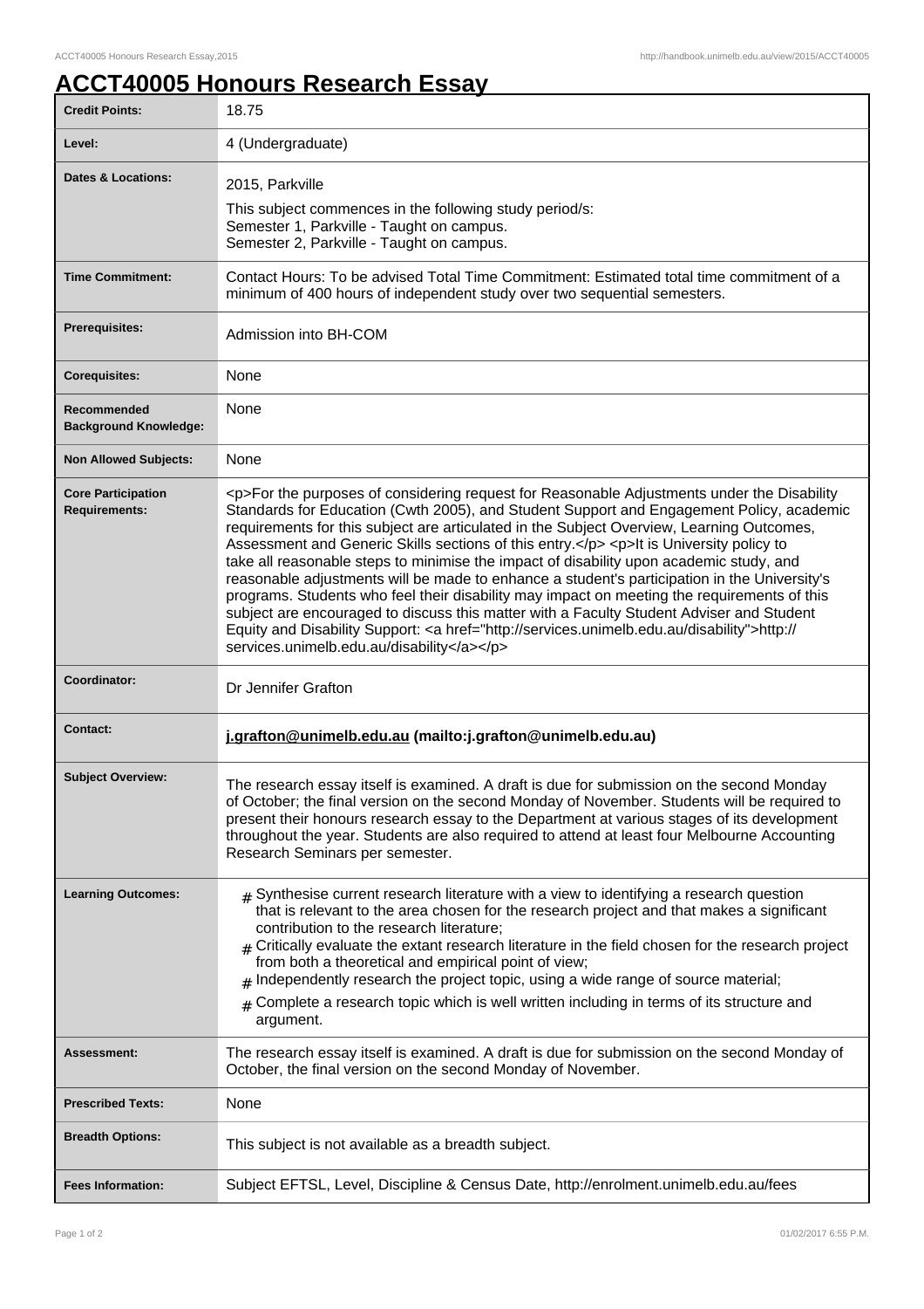# ACCT40005 Honours Research Essay

| | |
|---|---|
| **Credit Points:** | 18.75 |
| **Level:** | 4 (Undergraduate) |
| **Dates & Locations:** | 2015, Parkville<br><br>This subject commences in the following study period/s:<br>Semester 1, Parkville - Taught on campus.<br>Semester 2, Parkville - Taught on campus. |
| **Time Commitment:** | Contact Hours: To be advised Total Time Commitment: Estimated total time commitment of a minimum of 400 hours of independent study over two sequential semesters. |
| **Prerequisites:** | Admission into BH-COM |
| **Corequisites:** | None |
| **Recommended Background Knowledge:** | None |
| **Non Allowed Subjects:** | None |
| **Core Participation Requirements:** | <p>For the purposes of considering request for Reasonable Adjustments under the Disability Standards for Education (Cwth 2005), and Student Support and Engagement Policy, academic requirements for this subject are articulated in the Subject Overview, Learning Outcomes, Assessment and Generic Skills sections of this entry.</p> <p>It is University policy to take all reasonable steps to minimise the impact of disability upon academic study, and reasonable adjustments will be made to enhance a student's participation in the University's programs. Students who feel their disability may impact on meeting the requirements of this subject are encouraged to discuss this matter with a Faculty Student Adviser and Student Equity and Disability Support: <a href="http://services.unimelb.edu.au/disability">http://services.unimelb.edu.au/disability</a></p> |
| **Coordinator:** | Dr Jennifer Grafton |
| **Contact:** | **j.grafton@unimelb.edu.au (mailto:j.grafton@unimelb.edu.au)** |
| **Subject Overview:** | The research essay itself is examined. A draft is due for submission on the second Monday of October; the final version on the second Monday of November. Students will be required to present their honours research essay to the Department at various stages of its development throughout the year. Students are also required to attend at least four Melbourne Accounting Research Seminars per semester. |
| **Learning Outcomes:** | # Synthesise current research literature with a view to identifying a research question that is relevant to the area chosen for the research project and that makes a significant contribution to the research literature;<br># Critically evaluate the extant research literature in the field chosen for the research project from both a theoretical and empirical point of view;<br># Independently research the project topic, using a wide range of source material;<br># Complete a research topic which is well written including in terms of its structure and argument. |
| **Assessment:** | The research essay itself is examined. A draft is due for submission on the second Monday of October, the final version on the second Monday of November. |
| **Prescribed Texts:** | None |
| **Breadth Options:** | This subject is not available as a breadth subject. |
| **Fees Information:** | Subject EFTSL, Level, Discipline & Census Date, http://enrolment.unimelb.edu.au/fees |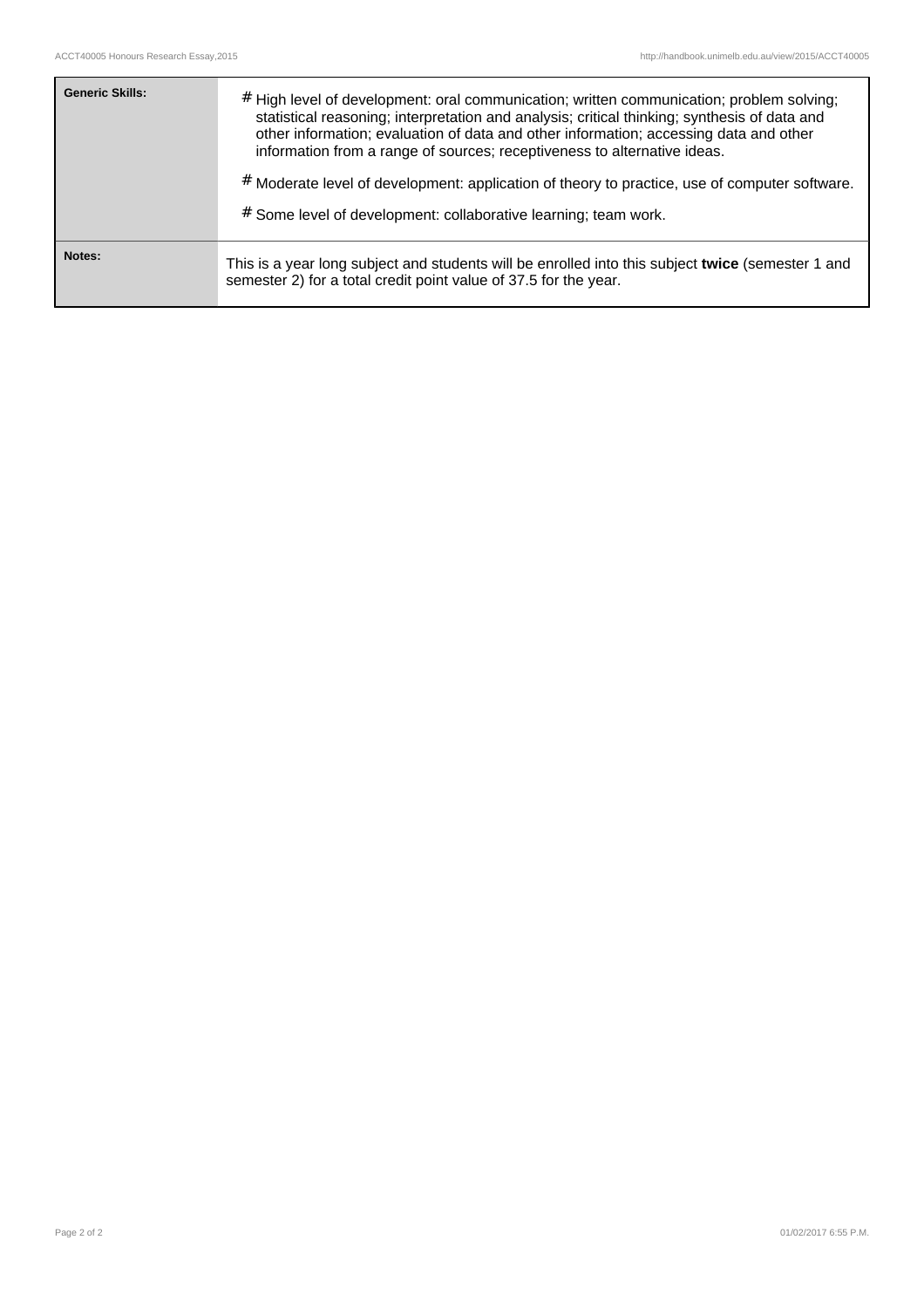| | |
|---|---|
| **Generic Skills:** | # High level of development: oral communication; written communication; problem solving; statistical reasoning; interpretation and analysis; critical thinking; synthesis of data and other information; evaluation of data and other information; accessing data and other information from a range of sources; receptiveness to alternative ideas.<br># Moderate level of development: application of theory to practice, use of computer software.<br># Some level of development: collaborative learning; team work. |
| **Notes:** | This is a year long subject and students will be enrolled into this subject **twice** (semester 1 and semester 2) for a total credit point value of 37.5 for the year. |